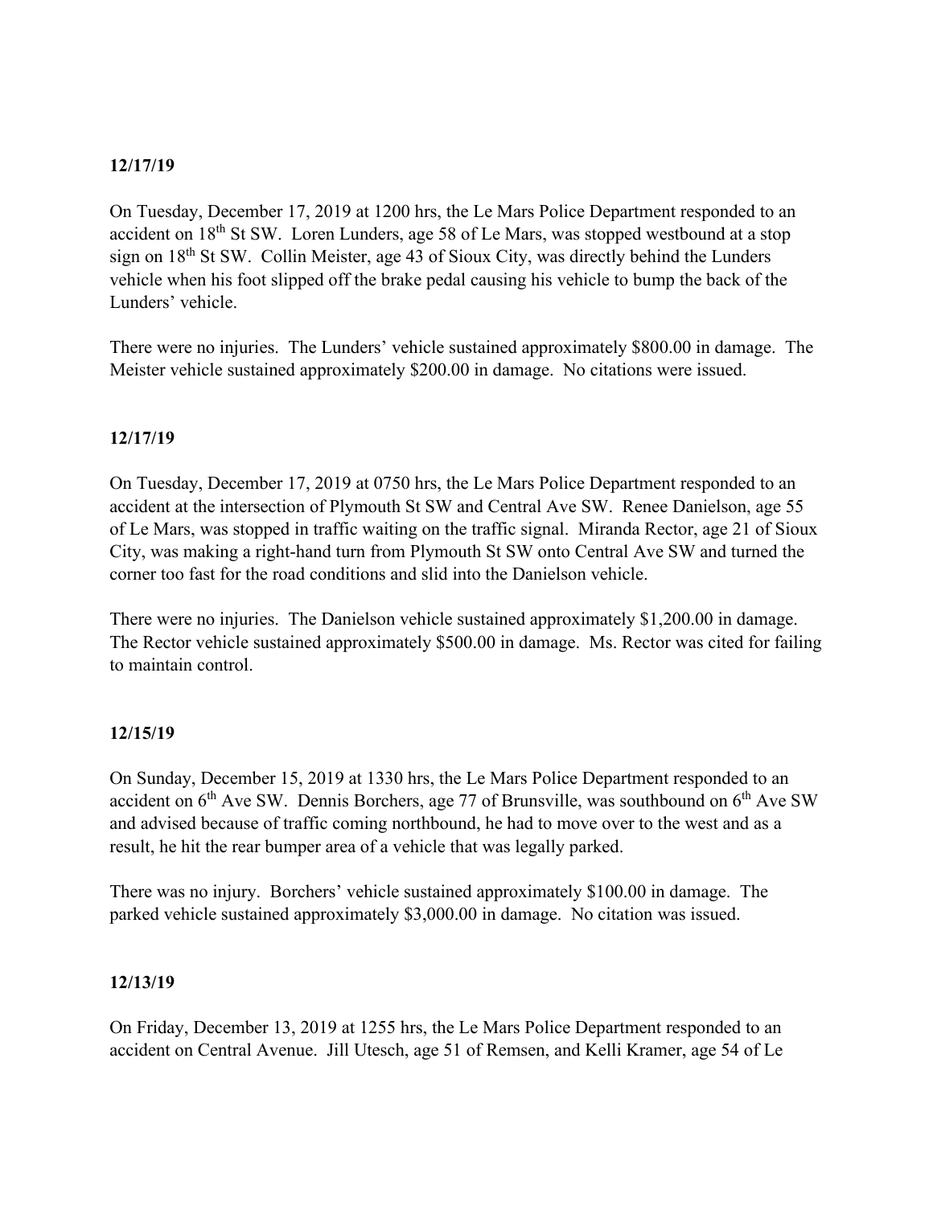**12/17/19**

On Tuesday, December 17, 2019 at 1200 hrs, the Le Mars Police Department responded to an accident on 18th St SW. Loren Lunders, age 58 of Le Mars, was stopped westbound at a stop sign on 18th St SW. Collin Meister, age 43 of Sioux City, was directly behind the Lunders vehicle when his foot slipped off the brake pedal causing his vehicle to bump the back of the Lunders' vehicle.

There were no injuries. The Lunders' vehicle sustained approximately $800.00 in damage. The Meister vehicle sustained approximately $200.00 in damage. No citations were issued.

**12/17/19**

On Tuesday, December 17, 2019 at 0750 hrs, the Le Mars Police Department responded to an accident at the intersection of Plymouth St SW and Central Ave SW. Renee Danielson, age 55 of Le Mars, was stopped in traffic waiting on the traffic signal. Miranda Rector, age 21 of Sioux City, was making a right-hand turn from Plymouth St SW onto Central Ave SW and turned the corner too fast for the road conditions and slid into the Danielson vehicle.

There were no injuries. The Danielson vehicle sustained approximately $1,200.00 in damage. The Rector vehicle sustained approximately $500.00 in damage. Ms. Rector was cited for failing to maintain control.

**12/15/19**

On Sunday, December 15, 2019 at 1330 hrs, the Le Mars Police Department responded to an accident on 6th Ave SW. Dennis Borchers, age 77 of Brunsville, was southbound on 6th Ave SW and advised because of traffic coming northbound, he had to move over to the west and as a result, he hit the rear bumper area of a vehicle that was legally parked.

There was no injury. Borchers' vehicle sustained approximately $100.00 in damage. The parked vehicle sustained approximately $3,000.00 in damage. No citation was issued.

**12/13/19**

On Friday, December 13, 2019 at 1255 hrs, the Le Mars Police Department responded to an accident on Central Avenue. Jill Utesch, age 51 of Remsen, and Kelli Kramer, age 54 of Le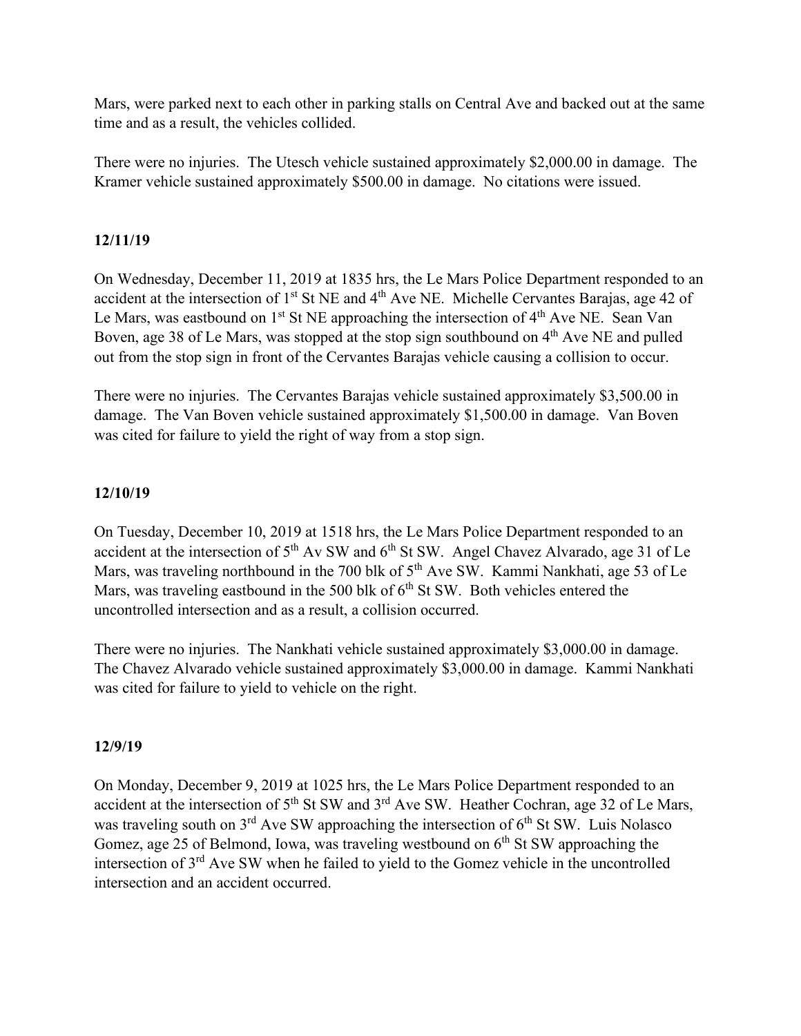Mars, were parked next to each other in parking stalls on Central Ave and backed out at the same time and as a result, the vehicles collided.

There were no injuries. The Utesch vehicle sustained approximately $2,000.00 in damage. The Kramer vehicle sustained approximately $500.00 in damage. No citations were issued.

**12/11/19**

On Wednesday, December 11, 2019 at 1835 hrs, the Le Mars Police Department responded to an accident at the intersection of 1st St NE and 4th Ave NE. Michelle Cervantes Barajas, age 42 of Le Mars, was eastbound on 1st St NE approaching the intersection of 4th Ave NE. Sean Van Boven, age 38 of Le Mars, was stopped at the stop sign southbound on 4th Ave NE and pulled out from the stop sign in front of the Cervantes Barajas vehicle causing a collision to occur.

There were no injuries. The Cervantes Barajas vehicle sustained approximately $3,500.00 in damage. The Van Boven vehicle sustained approximately $1,500.00 in damage. Van Boven was cited for failure to yield the right of way from a stop sign.

**12/10/19**

On Tuesday, December 10, 2019 at 1518 hrs, the Le Mars Police Department responded to an accident at the intersection of 5th Av SW and 6th St SW. Angel Chavez Alvarado, age 31 of Le Mars, was traveling northbound in the 700 blk of 5th Ave SW. Kammi Nankhati, age 53 of Le Mars, was traveling eastbound in the 500 blk of 6th St SW. Both vehicles entered the uncontrolled intersection and as a result, a collision occurred.

There were no injuries. The Nankhati vehicle sustained approximately $3,000.00 in damage. The Chavez Alvarado vehicle sustained approximately $3,000.00 in damage. Kammi Nankhati was cited for failure to yield to vehicle on the right.

**12/9/19**

On Monday, December 9, 2019 at 1025 hrs, the Le Mars Police Department responded to an accident at the intersection of 5th St SW and 3rd Ave SW. Heather Cochran, age 32 of Le Mars, was traveling south on 3rd Ave SW approaching the intersection of 6th St SW. Luis Nolasco Gomez, age 25 of Belmond, Iowa, was traveling westbound on 6th St SW approaching the intersection of 3rd Ave SW when he failed to yield to the Gomez vehicle in the uncontrolled intersection and an accident occurred.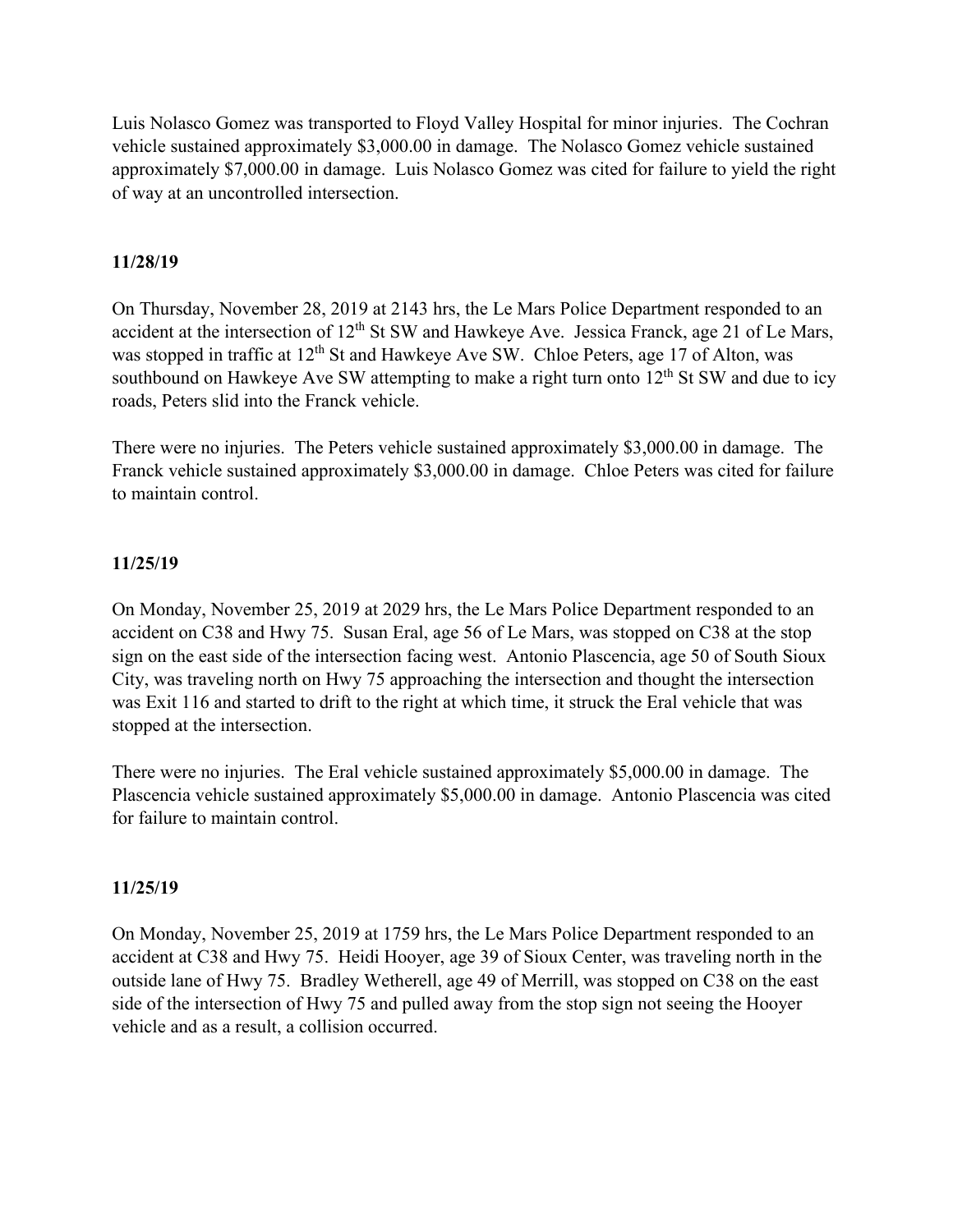Luis Nolasco Gomez was transported to Floyd Valley Hospital for minor injuries. The Cochran vehicle sustained approximately $3,000.00 in damage. The Nolasco Gomez vehicle sustained approximately $7,000.00 in damage. Luis Nolasco Gomez was cited for failure to yield the right of way at an uncontrolled intersection.

**11/28/19**

On Thursday, November 28, 2019 at 2143 hrs, the Le Mars Police Department responded to an accident at the intersection of 12th St SW and Hawkeye Ave. Jessica Franck, age 21 of Le Mars, was stopped in traffic at 12th St and Hawkeye Ave SW. Chloe Peters, age 17 of Alton, was southbound on Hawkeye Ave SW attempting to make a right turn onto 12th St SW and due to icy roads, Peters slid into the Franck vehicle.

There were no injuries. The Peters vehicle sustained approximately $3,000.00 in damage. The Franck vehicle sustained approximately $3,000.00 in damage. Chloe Peters was cited for failure to maintain control.

**11/25/19**

On Monday, November 25, 2019 at 2029 hrs, the Le Mars Police Department responded to an accident on C38 and Hwy 75. Susan Eral, age 56 of Le Mars, was stopped on C38 at the stop sign on the east side of the intersection facing west. Antonio Plascencia, age 50 of South Sioux City, was traveling north on Hwy 75 approaching the intersection and thought the intersection was Exit 116 and started to drift to the right at which time, it struck the Eral vehicle that was stopped at the intersection.

There were no injuries. The Eral vehicle sustained approximately $5,000.00 in damage. The Plascencia vehicle sustained approximately $5,000.00 in damage. Antonio Plascencia was cited for failure to maintain control.

**11/25/19**

On Monday, November 25, 2019 at 1759 hrs, the Le Mars Police Department responded to an accident at C38 and Hwy 75. Heidi Hooyer, age 39 of Sioux Center, was traveling north in the outside lane of Hwy 75. Bradley Wetherell, age 49 of Merrill, was stopped on C38 on the east side of the intersection of Hwy 75 and pulled away from the stop sign not seeing the Hooyer vehicle and as a result, a collision occurred.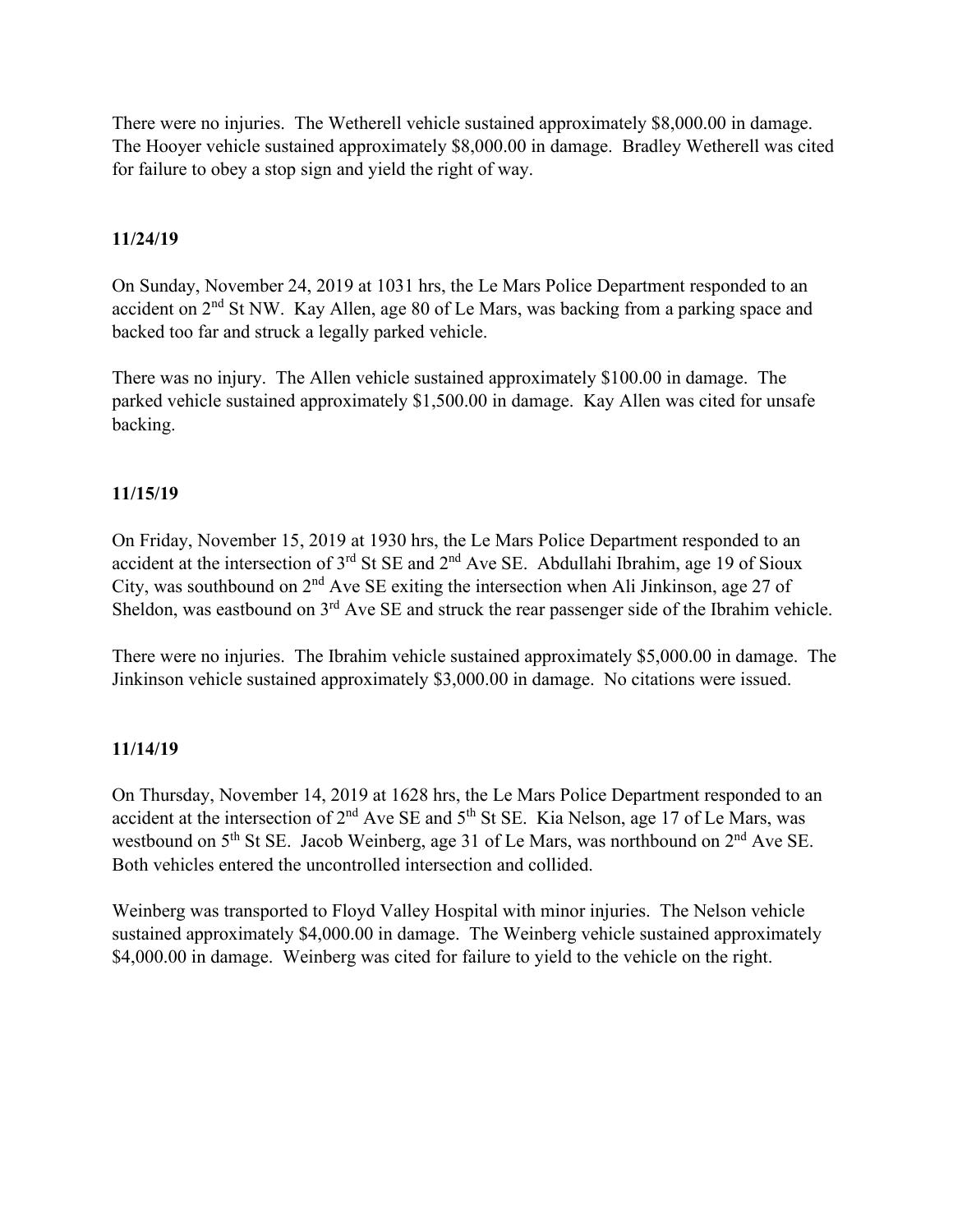There were no injuries. The Wetherell vehicle sustained approximately $8,000.00 in damage. The Hooyer vehicle sustained approximately $8,000.00 in damage. Bradley Wetherell was cited for failure to obey a stop sign and yield the right of way.

**11/24/19**

On Sunday, November 24, 2019 at 1031 hrs, the Le Mars Police Department responded to an accident on 2nd St NW. Kay Allen, age 80 of Le Mars, was backing from a parking space and backed too far and struck a legally parked vehicle.

There was no injury. The Allen vehicle sustained approximately $100.00 in damage. The parked vehicle sustained approximately $1,500.00 in damage. Kay Allen was cited for unsafe backing.

**11/15/19**

On Friday, November 15, 2019 at 1930 hrs, the Le Mars Police Department responded to an accident at the intersection of 3rd St SE and 2nd Ave SE. Abdullahi Ibrahim, age 19 of Sioux City, was southbound on 2nd Ave SE exiting the intersection when Ali Jinkinson, age 27 of Sheldon, was eastbound on 3rd Ave SE and struck the rear passenger side of the Ibrahim vehicle.

There were no injuries. The Ibrahim vehicle sustained approximately $5,000.00 in damage. The Jinkinson vehicle sustained approximately $3,000.00 in damage. No citations were issued.

**11/14/19**

On Thursday, November 14, 2019 at 1628 hrs, the Le Mars Police Department responded to an accident at the intersection of 2nd Ave SE and 5th St SE. Kia Nelson, age 17 of Le Mars, was westbound on 5th St SE. Jacob Weinberg, age 31 of Le Mars, was northbound on 2nd Ave SE. Both vehicles entered the uncontrolled intersection and collided.

Weinberg was transported to Floyd Valley Hospital with minor injuries. The Nelson vehicle sustained approximately $4,000.00 in damage. The Weinberg vehicle sustained approximately $4,000.00 in damage. Weinberg was cited for failure to yield to the vehicle on the right.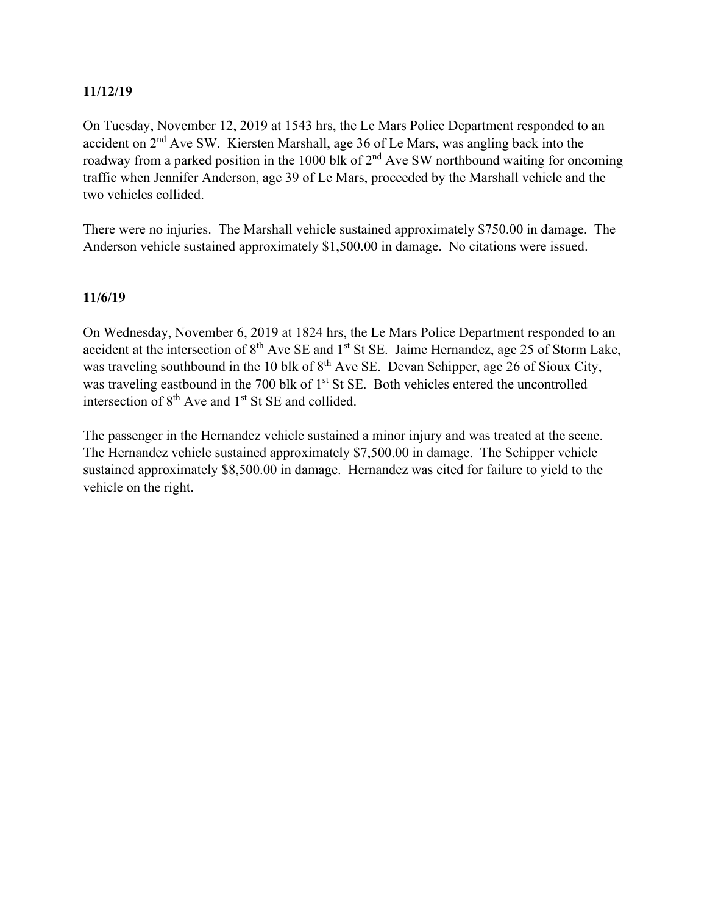**11/12/19**

On Tuesday, November 12, 2019 at 1543 hrs, the Le Mars Police Department responded to an accident on 2nd Ave SW. Kiersten Marshall, age 36 of Le Mars, was angling back into the roadway from a parked position in the 1000 blk of 2nd Ave SW northbound waiting for oncoming traffic when Jennifer Anderson, age 39 of Le Mars, proceeded by the Marshall vehicle and the two vehicles collided.

There were no injuries. The Marshall vehicle sustained approximately $750.00 in damage. The Anderson vehicle sustained approximately $1,500.00 in damage. No citations were issued.

**11/6/19**

On Wednesday, November 6, 2019 at 1824 hrs, the Le Mars Police Department responded to an accident at the intersection of 8th Ave SE and 1st St SE. Jaime Hernandez, age 25 of Storm Lake, was traveling southbound in the 10 blk of 8th Ave SE. Devan Schipper, age 26 of Sioux City, was traveling eastbound in the 700 blk of 1st St SE. Both vehicles entered the uncontrolled intersection of 8th Ave and 1st St SE and collided.

The passenger in the Hernandez vehicle sustained a minor injury and was treated at the scene. The Hernandez vehicle sustained approximately $7,500.00 in damage. The Schipper vehicle sustained approximately $8,500.00 in damage. Hernandez was cited for failure to yield to the vehicle on the right.